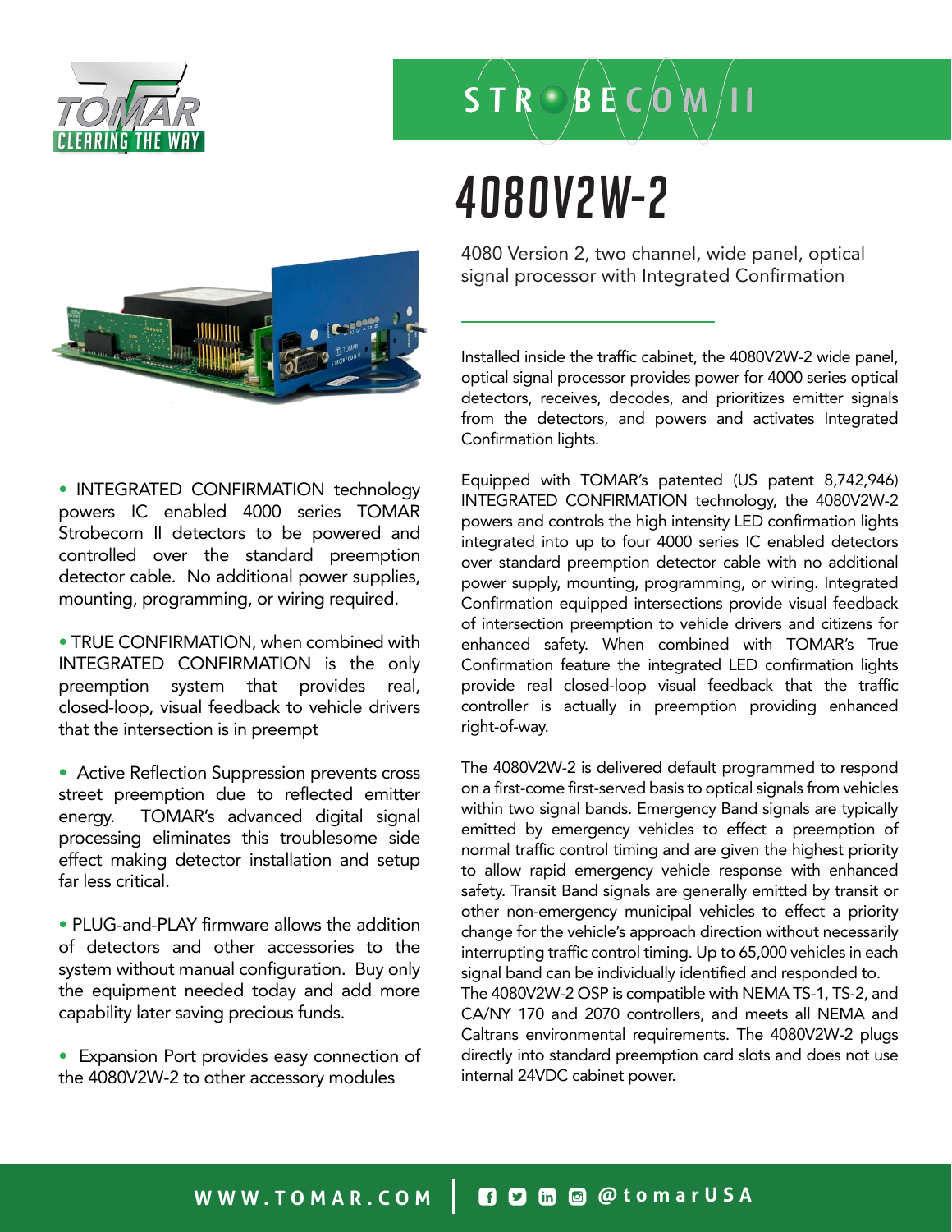# 4080V2W-2

4080 Version 2, two channel, wide panel, optical signal processor with Integrated Confirmation

Installed inside the traffic cabinet, the 4080V2W-2 wide panel, optical signal processor provides power for 4000 series optical detectors, receives, decodes, and prioritizes emitter signals from the detectors, and powers and activates Integrated Confirmation lights.

Equipped with TOMAR's patented (US patent 8,742,946) INTEGRATED CONFIRMATION technology, the 4080V2W-2 powers and controls the high intensity LED confirmation lights integrated into up to four 4000 series IC enabled detectors over standard preemption detector cable with no additional power supply, mounting, programming, or wiring. Integrated Confirmation equipped intersections provide visual feedback of intersection preemption to vehicle drivers and citizens for enhanced safety. When combined with TOMAR's True Confirmation feature the integrated LED confirmation lights provide real closed-loop visual feedback that the traffic controller is actually in preemption providing enhanced right-of-way.

The 4080V2W-2 is delivered default programmed to respond on a first-come first-served basis to optical signals from vehicles within two signal bands. Emergency Band signals are typically emitted by emergency vehicles to effect a preemption of normal traffic control timing and are given the highest priority to allow rapid emergency vehicle response with enhanced safety. Transit Band signals are generally emitted by transit or other non-emergency municipal vehicles to effect a priority change for the vehicle's approach direction without necessarily interrupting traffic control timing. Up to 65,000 vehicles in each signal band can be individually identified and responded to.
The 4080V2W-2 OSP is compatible with NEMA TS-1, TS-2, and CA/NY 170 and 2070 controllers, and meets all NEMA and Caltrans environmental requirements. The 4080V2W-2 plugs directly into standard preemption card slots and does not use internal 24VDC cabinet power.

- INTEGRATED CONFIRMATION technology powers IC enabled 4000 series TOMAR Strobecom II detectors to be powered and controlled over the standard preemption detector cable. No additional power supplies, mounting, programming, or wiring required.

- TRUE CONFIRMATION, when combined with INTEGRATED CONFIRMATION is the only preemption system that provides real, closed-loop, visual feedback to vehicle drivers that the intersection is in preempt

- Active Reflection Suppression prevents cross street preemption due to reflected emitter energy. TOMAR's advanced digital signal processing eliminates this troublesome side effect making detector installation and setup far less critical.

- PLUG-and-PLAY firmware allows the addition of detectors and other accessories to the system without manual configuration. Buy only the equipment needed today and add more capability later saving precious funds.

- Expansion Port provides easy connection of the 4080V2W-2 to other accessory modules

WWW.TOMAR.COM | @tomarUSA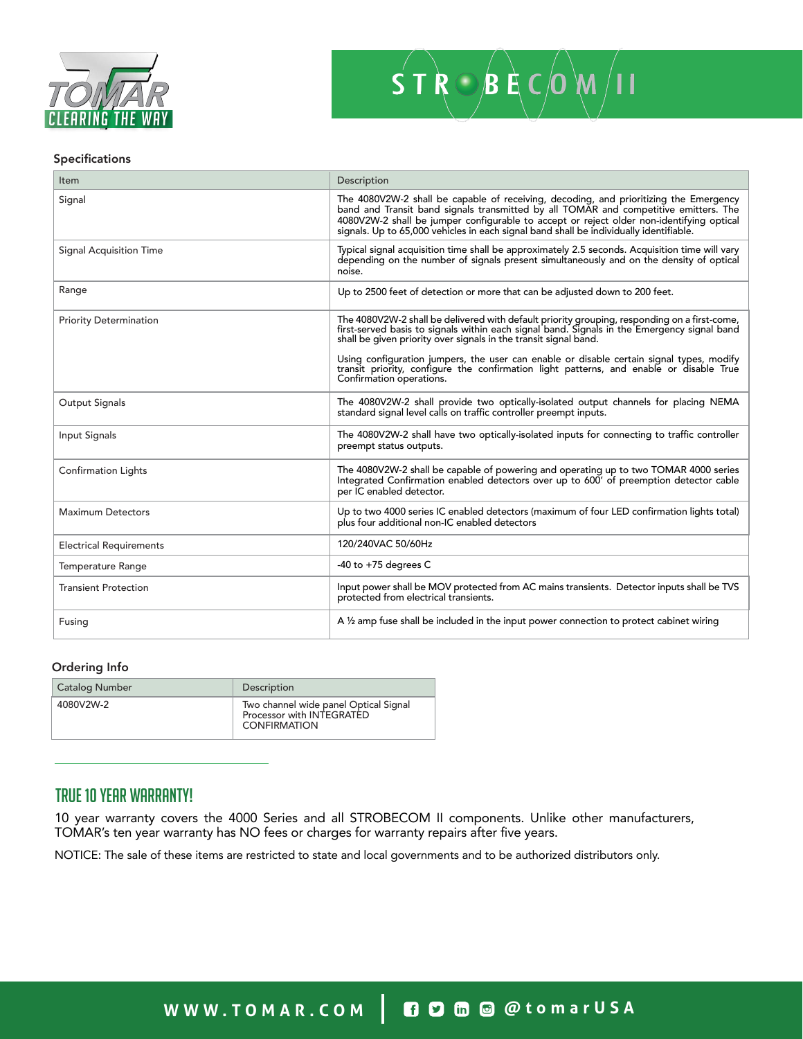## Specifications

| Item | Description |
| --- | --- |
| Signal | The 4080V2W-2 shall be capable of receiving, decoding, and prioritizing the Emergency band and Transit band signals transmitted by all TOMAR and competitive emitters. The 4080V2W-2 shall be jumper configurable to accept or reject older non-identifying optical signals. Up to 65,000 vehicles in each signal band shall be individually identifiable. |
| Signal Acquisition Time | Typical signal acquisition time shall be approximately 2.5 seconds. Acquisition time will vary depending on the number of signals present simultaneously and on the density of optical noise. |
| Range | Up to 2500 feet of detection or more that can be adjusted down to 200 feet. |
| Priority Determination | The 4080V2W-2 shall be delivered with default priority grouping, responding on a first-come, first-served basis to signals within each signal band. Signals in the Emergency signal band shall be given priority over signals in the transit signal band. Using configuration jumpers, the user can enable or disable certain signal types, modify transit priority, configure the confirmation light patterns, and enable or disable True Confirmation operations. |
| Output Signals | The 4080V2W-2 shall provide two optically-isolated output channels for placing NEMA standard signal level calls on traffic controller preempt inputs. |
| Input Signals | The 4080V2W-2 shall have two optically-isolated inputs for connecting to traffic controller preempt status outputs. |
| Confirmation Lights | The 4080V2W-2 shall be capable of powering and operating up to two TOMAR 4000 series Integrated Confirmation enabled detectors over up to 600' of preemption detector cable per IC enabled detector. |
| Maximum Detectors | Up to two 4000 series IC enabled detectors (maximum of four LED confirmation lights total) plus four additional non-IC enabled detectors |
| Electrical Requirements | 120/240VAC 50/60Hz |
| Temperature Range | -40 to +75 degrees C |
| Transient Protection | Input power shall be MOV protected from AC mains transients. Detector inputs shall be TVS protected from electrical transients. |
| Fusing | A ½ amp fuse shall be included in the input power connection to protect cabinet wiring |

## Ordering Info

| Catalog Number | Description |
| --- | --- |
| 4080V2W-2 | Two channel wide panel Optical Signal Processor with INTEGRATED CONFIRMATION |

## TRUE 10 YEAR WARRANTY!

10 year warranty covers the 4000 Series and all STROBECOM II components. Unlike other manufacturers, TOMAR's ten year warranty has NO fees or charges for warranty repairs after five years.

NOTICE: The sale of these items are restricted to state and local governments and to be authorized distributors only.